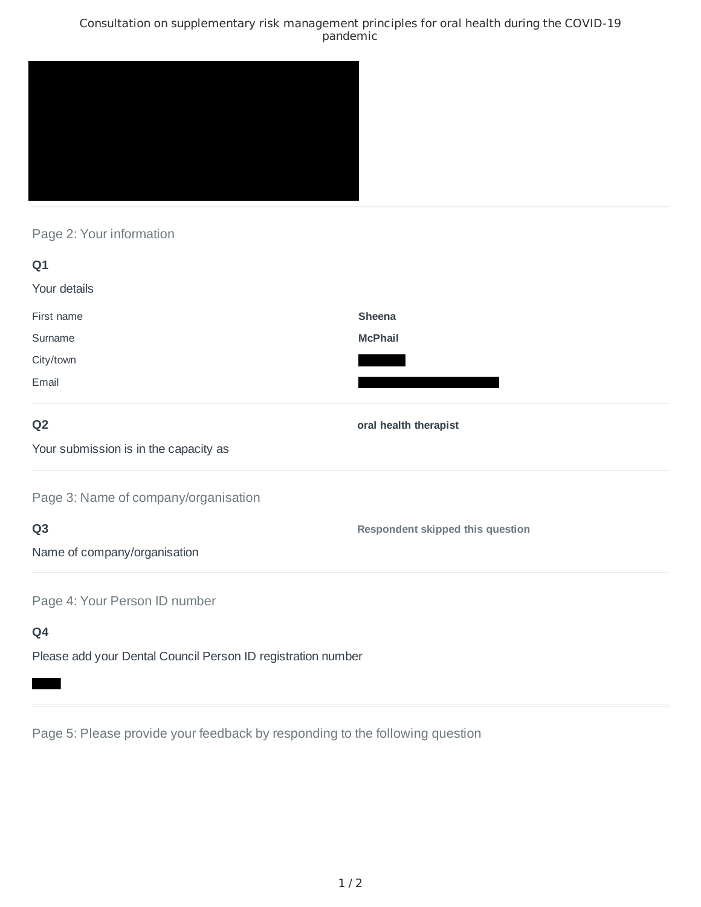# Consultation on supplementary risk management principles for oral health during the COVID-19 pandemic

## Page 2: Your information

**Q1**

Your details

| | |
|---|---|
| First name | **Sheena** |
| Surname | **McPhail** |
| City/town | |
| Email | |

**Q2**

Your submission is in the capacity as

**oral health therapist**

## Page 3: Name of company/organisation

**Q3**

Name of company/organisation

**Respondent skipped this question**

## Page 4: Your Person ID number

**Q4**

Please add your Dental Council Person ID registration number

## Page 5: Please provide your feedback by responding to the following question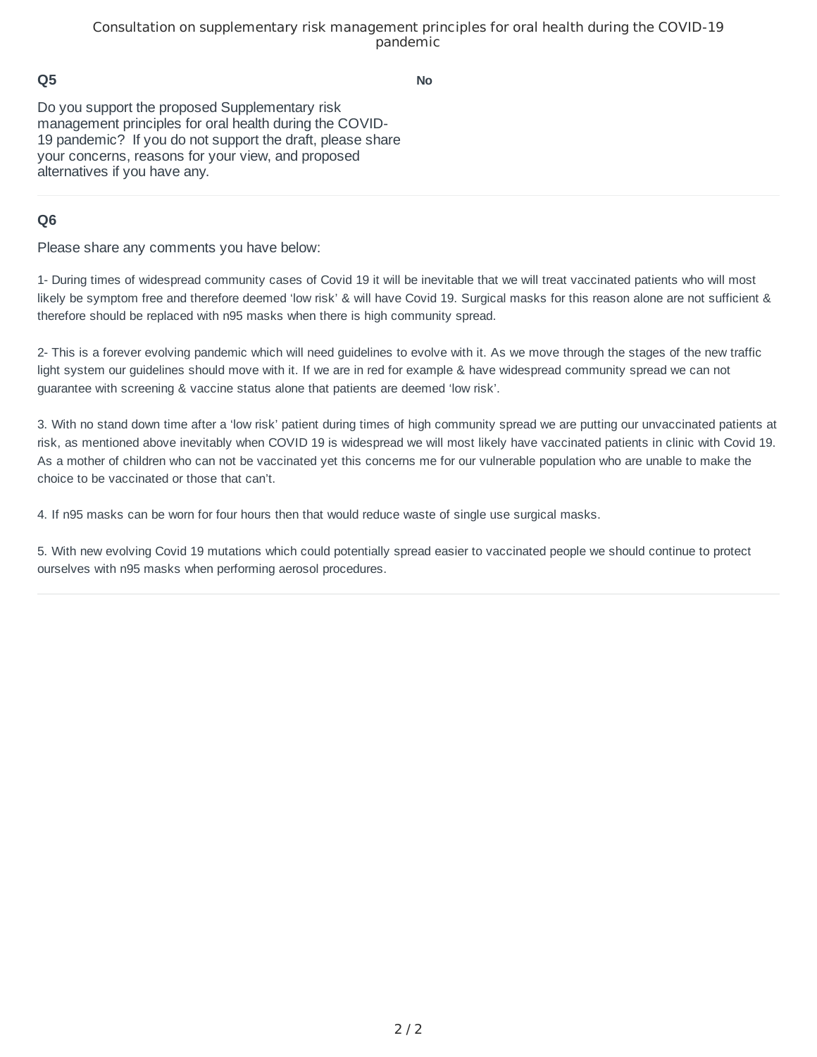## Q5

Do you support the proposed Supplementary risk management principles for oral health during the COVID-19 pandemic? If you do not support the draft, please share your concerns, reasons for your view, and proposed alternatives if you have any.

**No**

## Q6

Please share any comments you have below:

1- During times of widespread community cases of Covid 19 it will be inevitable that we will treat vaccinated patients who will most likely be symptom free and therefore deemed 'low risk' & will have Covid 19. Surgical masks for this reason alone are not sufficient & therefore should be replaced with n95 masks when there is high community spread.

2- This is a forever evolving pandemic which will need guidelines to evolve with it. As we move through the stages of the new traffic light system our guidelines should move with it. If we are in red for example & have widespread community spread we can not guarantee with screening & vaccine status alone that patients are deemed 'low risk'.

3. With no stand down time after a 'low risk' patient during times of high community spread we are putting our unvaccinated patients at risk, as mentioned above inevitably when COVID 19 is widespread we will most likely have vaccinated patients in clinic with Covid 19. As a mother of children who can not be vaccinated yet this concerns me for our vulnerable population who are unable to make the choice to be vaccinated or those that can't.

4. If n95 masks can be worn for four hours then that would reduce waste of single use surgical masks.

5. With new evolving Covid 19 mutations which could potentially spread easier to vaccinated people we should continue to protect ourselves with n95 masks when performing aerosol procedures.